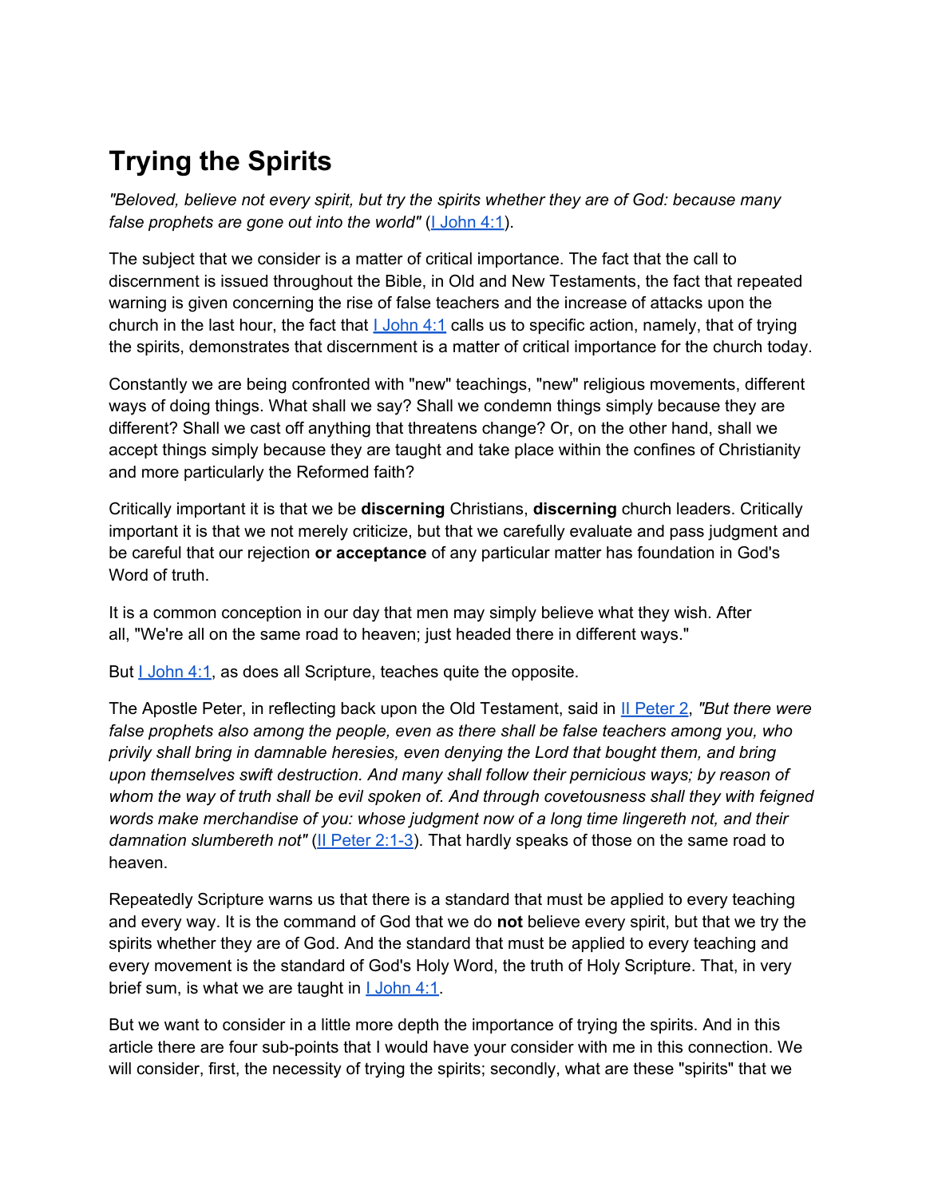# Trying the Spirits

*"Beloved, believe not every spirit, but try the spirits whether they are of God: because many false prophets are gone out into the world"* (I John 4:1).

The subject that we consider is a matter of critical importance. The fact that the call to discernment is issued throughout the Bible, in Old and New Testaments, the fact that repeated warning is given concerning the rise of false teachers and the increase of attacks upon the church in the last hour, the fact that I John 4:1 calls us to specific action, namely, that of trying the spirits, demonstrates that discernment is a matter of critical importance for the church today.

Constantly we are being confronted with "new" teachings, "new" religious movements, different ways of doing things. What shall we say? Shall we condemn things simply because they are different? Shall we cast off anything that threatens change? Or, on the other hand, shall we accept things simply because they are taught and take place within the confines of Christianity and more particularly the Reformed faith?

Critically important it is that we be **discerning** Christians, **discerning** church leaders. Critically important it is that we not merely criticize, but that we carefully evaluate and pass judgment and be careful that our rejection **or acceptance** of any particular matter has foundation in God's Word of truth.

It is a common conception in our day that men may simply believe what they wish. After all, "We're all on the same road to heaven; just headed there in different ways."

But I John 4:1, as does all Scripture, teaches quite the opposite.

The Apostle Peter, in reflecting back upon the Old Testament, said in II Peter 2, *"But there were false prophets also among the people, even as there shall be false teachers among you, who privily shall bring in damnable heresies, even denying the Lord that bought them, and bring upon themselves swift destruction. And many shall follow their pernicious ways; by reason of whom the way of truth shall be evil spoken of. And through covetousness shall they with feigned words make merchandise of you: whose judgment now of a long time lingereth not, and their damnation slumbereth not"* (II Peter 2:1-3). That hardly speaks of those on the same road to heaven.

Repeatedly Scripture warns us that there is a standard that must be applied to every teaching and every way. It is the command of God that we do **not** believe every spirit, but that we try the spirits whether they are of God. And the standard that must be applied to every teaching and every movement is the standard of God's Holy Word, the truth of Holy Scripture. That, in very brief sum, is what we are taught in I John 4:1.

But we want to consider in a little more depth the importance of trying the spirits. And in this article there are four sub-points that I would have your consider with me in this connection. We will consider, first, the necessity of trying the spirits; secondly, what are these "spirits" that we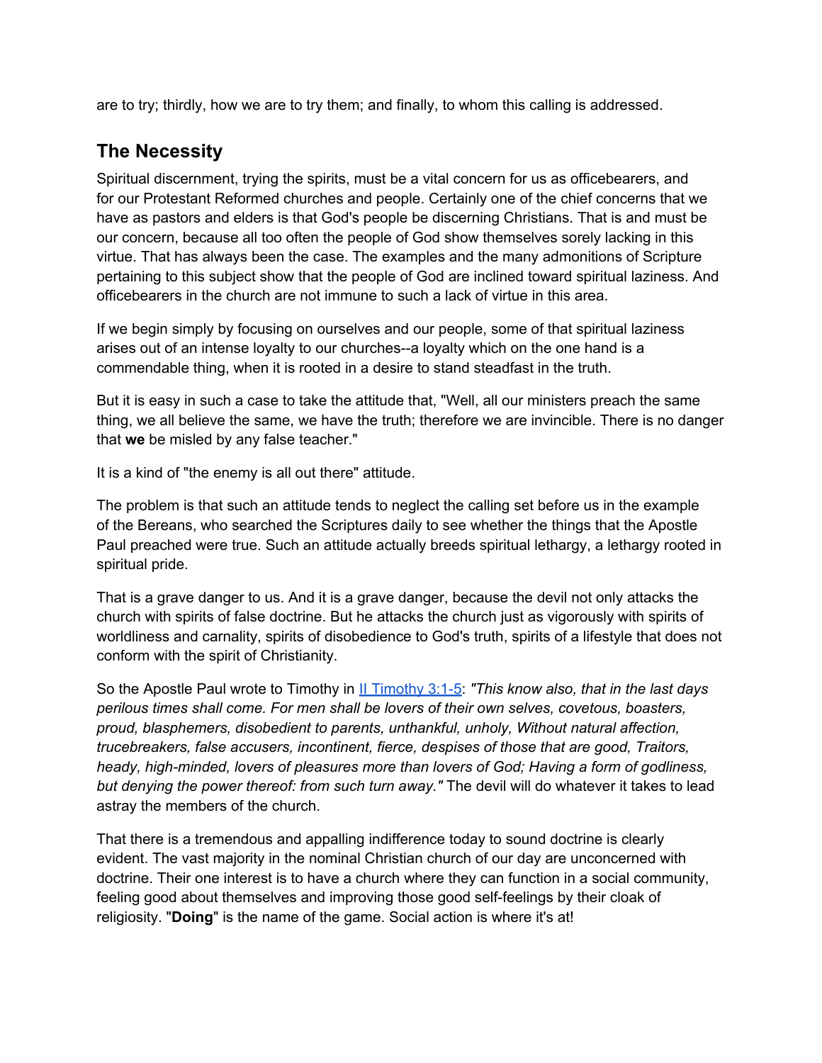are to try; thirdly, how we are to try them; and finally, to whom this calling is addressed.

## The Necessity

Spiritual discernment, trying the spirits, must be a vital concern for us as officebearers, and for our Protestant Reformed churches and people. Certainly one of the chief concerns that we have as pastors and elders is that God's people be discerning Christians. That is and must be our concern, because all too often the people of God show themselves sorely lacking in this virtue. That has always been the case. The examples and the many admonitions of Scripture pertaining to this subject show that the people of God are inclined toward spiritual laziness. And officebearers in the church are not immune to such a lack of virtue in this area.

If we begin simply by focusing on ourselves and our people, some of that spiritual laziness arises out of an intense loyalty to our churches--a loyalty which on the one hand is a commendable thing, when it is rooted in a desire to stand steadfast in the truth.

But it is easy in such a case to take the attitude that, "Well, all our ministers preach the same thing, we all believe the same, we have the truth; therefore we are invincible. There is no danger that **we** be misled by any false teacher."

It is a kind of "the enemy is all out there" attitude.

The problem is that such an attitude tends to neglect the calling set before us in the example of the Bereans, who searched the Scriptures daily to see whether the things that the Apostle Paul preached were true. Such an attitude actually breeds spiritual lethargy, a lethargy rooted in spiritual pride.

That is a grave danger to us. And it is a grave danger, because the devil not only attacks the church with spirits of false doctrine. But he attacks the church just as vigorously with spirits of worldliness and carnality, spirits of disobedience to God's truth, spirits of a lifestyle that does not conform with the spirit of Christianity.

So the Apostle Paul wrote to Timothy in II Timothy 3:1-5: *"This know also, that in the last days perilous times shall come. For men shall be lovers of their own selves, covetous, boasters, proud, blasphemers, disobedient to parents, unthankful, unholy, Without natural affection, trucebreakers, false accusers, incontinent, fierce, despises of those that are good, Traitors, heady, high-minded, lovers of pleasures more than lovers of God; Having a form of godliness, but denying the power thereof: from such turn away."* The devil will do whatever it takes to lead astray the members of the church.

That there is a tremendous and appalling indifference today to sound doctrine is clearly evident. The vast majority in the nominal Christian church of our day are unconcerned with doctrine. Their one interest is to have a church where they can function in a social community, feeling good about themselves and improving those good self-feelings by their cloak of religiosity. "**Doing**" is the name of the game. Social action is where it's at!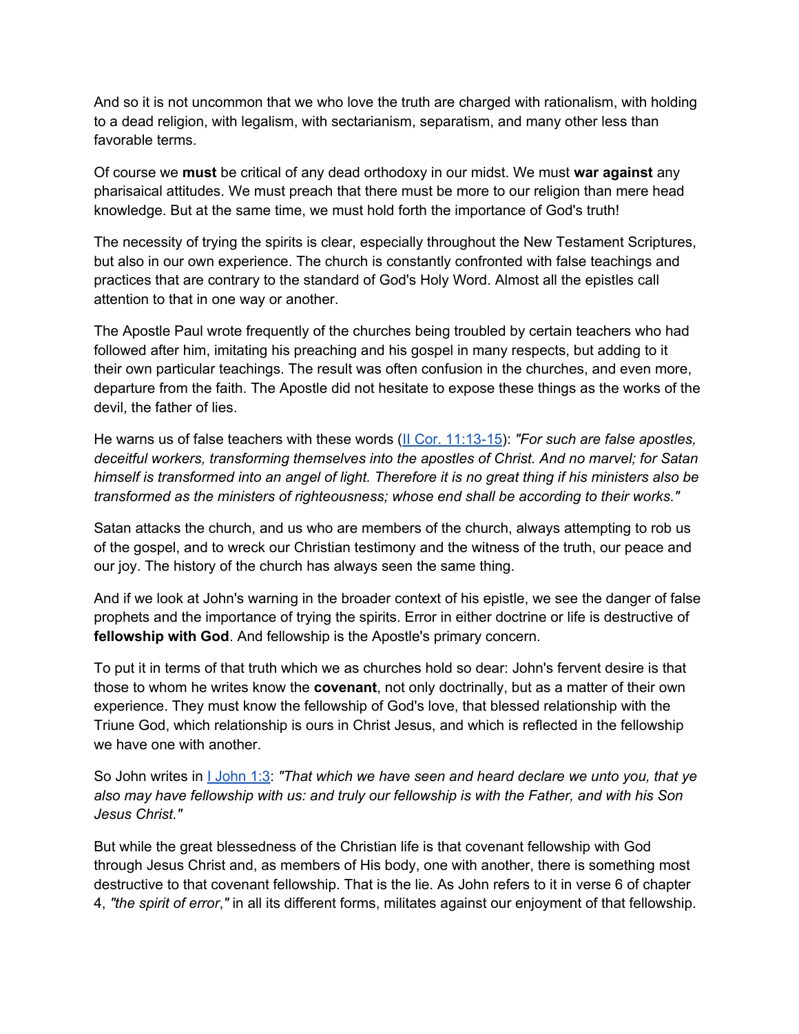And so it is not uncommon that we who love the truth are charged with rationalism, with holding to a dead religion, with legalism, with sectarianism, separatism, and many other less than favorable terms.

Of course we **must** be critical of any dead orthodoxy in our midst. We must **war against** any pharisaical attitudes. We must preach that there must be more to our religion than mere head knowledge. But at the same time, we must hold forth the importance of God's truth!

The necessity of trying the spirits is clear, especially throughout the New Testament Scriptures, but also in our own experience. The church is constantly confronted with false teachings and practices that are contrary to the standard of God's Holy Word. Almost all the epistles call attention to that in one way or another.

The Apostle Paul wrote frequently of the churches being troubled by certain teachers who had followed after him, imitating his preaching and his gospel in many respects, but adding to it their own particular teachings. The result was often confusion in the churches, and even more, departure from the faith. The Apostle did not hesitate to expose these things as the works of the devil, the father of lies.

He warns us of false teachers with these words (II Cor. 11:13-15): *"For such are false apostles, deceitful workers, transforming themselves into the apostles of Christ. And no marvel; for Satan himself is transformed into an angel of light. Therefore it is no great thing if his ministers also be transformed as the ministers of righteousness; whose end shall be according to their works."*

Satan attacks the church, and us who are members of the church, always attempting to rob us of the gospel, and to wreck our Christian testimony and the witness of the truth, our peace and our joy. The history of the church has always seen the same thing.

And if we look at John's warning in the broader context of his epistle, we see the danger of false prophets and the importance of trying the spirits. Error in either doctrine or life is destructive of **fellowship with God**. And fellowship is the Apostle's primary concern.

To put it in terms of that truth which we as churches hold so dear: John's fervent desire is that those to whom he writes know the **covenant**, not only doctrinally, but as a matter of their own experience. They must know the fellowship of God's love, that blessed relationship with the Triune God, which relationship is ours in Christ Jesus, and which is reflected in the fellowship we have one with another.

So John writes in I John 1:3: *"That which we have seen and heard declare we unto you, that ye also may have fellowship with us: and truly our fellowship is with the Father, and with his Son Jesus Christ."*

But while the great blessedness of the Christian life is that covenant fellowship with God through Jesus Christ and, as members of His body, one with another, there is something most destructive to that covenant fellowship. That is the lie. As John refers to it in verse 6 of chapter 4, *"the spirit of error,"* in all its different forms, militates against our enjoyment of that fellowship.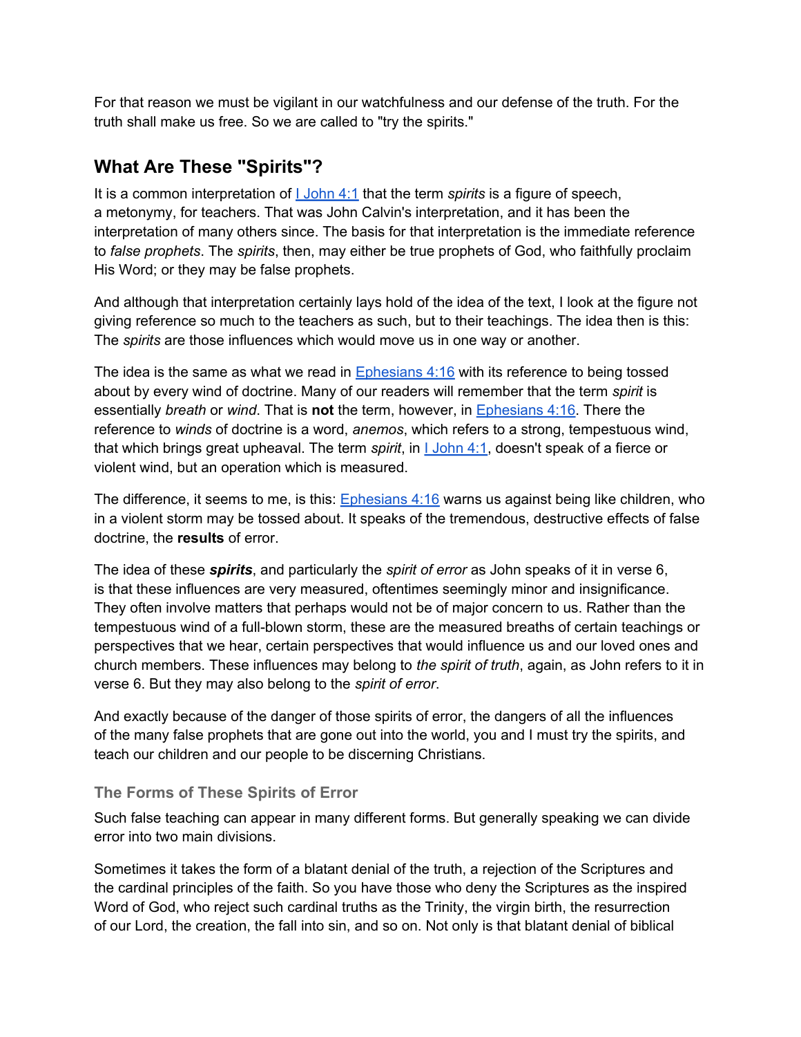For that reason we must be vigilant in our watchfulness and our defense of the truth. For the truth shall make us free. So we are called to "try the spirits."

## What Are These "Spirits"?

It is a common interpretation of I John 4:1 that the term *spirits* is a figure of speech, a metonymy, for teachers. That was John Calvin's interpretation, and it has been the interpretation of many others since. The basis for that interpretation is the immediate reference to *false prophets*. The *spirits*, then, may either be true prophets of God, who faithfully proclaim His Word; or they may be false prophets.

And although that interpretation certainly lays hold of the idea of the text, I look at the figure not giving reference so much to the teachers as such, but to their teachings. The idea then is this: The *spirits* are those influences which would move us in one way or another.

The idea is the same as what we read in Ephesians 4:16 with its reference to being tossed about by every wind of doctrine. Many of our readers will remember that the term *spirit* is essentially *breath* or *wind*. That is **not** the term, however, in Ephesians 4:16. There the reference to *winds* of doctrine is a word, *anemos*, which refers to a strong, tempestuous wind, that which brings great upheaval. The term *spirit*, in I John 4:1, doesn't speak of a fierce or violent wind, but an operation which is measured.

The difference, it seems to me, is this: Ephesians 4:16 warns us against being like children, who in a violent storm may be tossed about. It speaks of the tremendous, destructive effects of false doctrine, the **results** of error.

The idea of these ***spirits***, and particularly the *spirit of error* as John speaks of it in verse 6, is that these influences are very measured, oftentimes seemingly minor and insignificance. They often involve matters that perhaps would not be of major concern to us. Rather than the tempestuous wind of a full-blown storm, these are the measured breaths of certain teachings or perspectives that we hear, certain perspectives that would influence us and our loved ones and church members. These influences may belong to *the spirit of truth*, again, as John refers to it in verse 6. But they may also belong to the *spirit of error*.

And exactly because of the danger of those spirits of error, the dangers of all the influences of the many false prophets that are gone out into the world, you and I must try the spirits, and teach our children and our people to be discerning Christians.

### The Forms of These Spirits of Error

Such false teaching can appear in many different forms. But generally speaking we can divide error into two main divisions.

Sometimes it takes the form of a blatant denial of the truth, a rejection of the Scriptures and the cardinal principles of the faith. So you have those who deny the Scriptures as the inspired Word of God, who reject such cardinal truths as the Trinity, the virgin birth, the resurrection of our Lord, the creation, the fall into sin, and so on. Not only is that blatant denial of biblical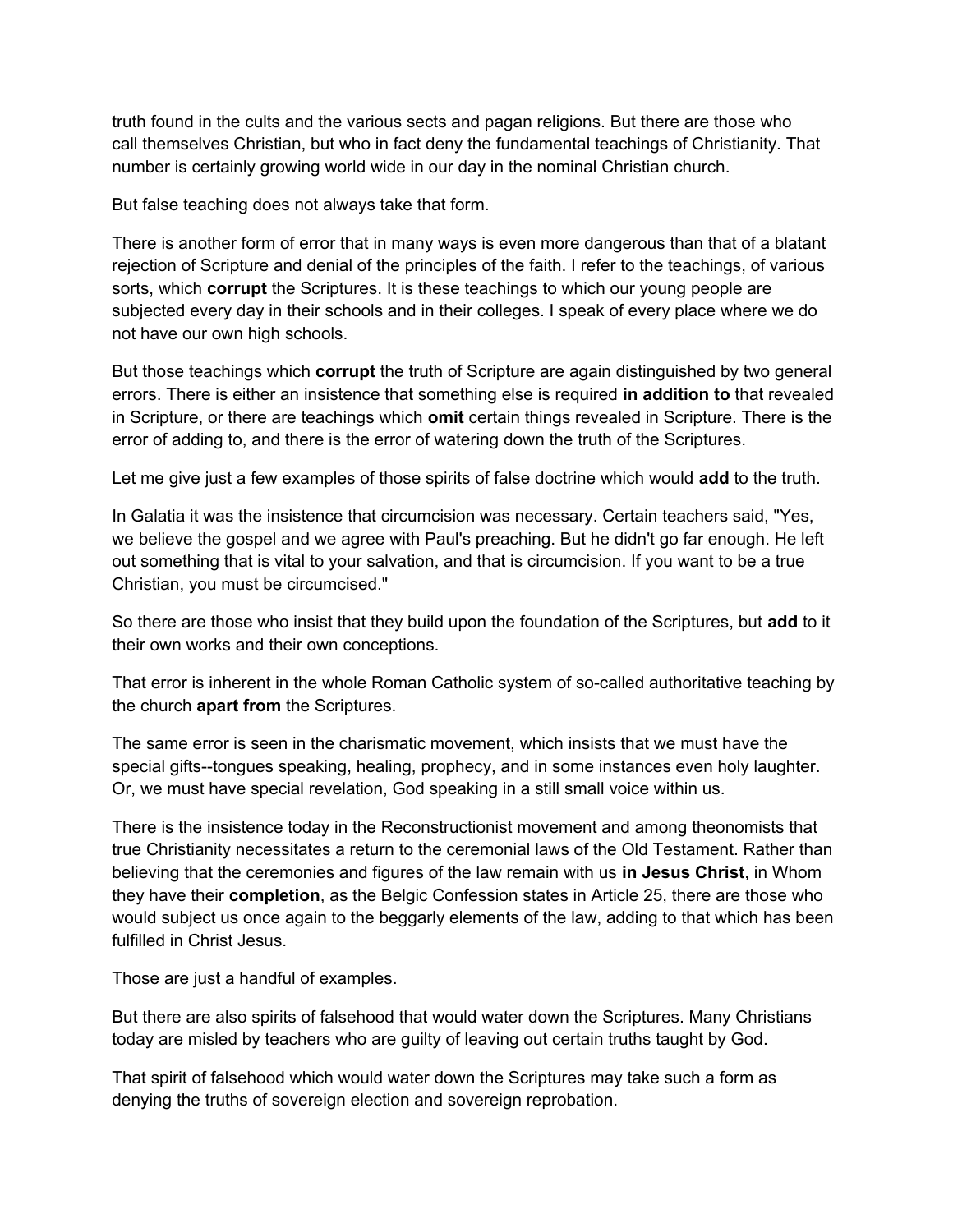truth found in the cults and the various sects and pagan religions. But there are those who call themselves Christian, but who in fact deny the fundamental teachings of Christianity. That number is certainly growing world wide in our day in the nominal Christian church.

But false teaching does not always take that form.

There is another form of error that in many ways is even more dangerous than that of a blatant rejection of Scripture and denial of the principles of the faith. I refer to the teachings, of various sorts, which **corrupt** the Scriptures. It is these teachings to which our young people are subjected every day in their schools and in their colleges. I speak of every place where we do not have our own high schools.

But those teachings which **corrupt** the truth of Scripture are again distinguished by two general errors. There is either an insistence that something else is required **in addition to** that revealed in Scripture, or there are teachings which **omit** certain things revealed in Scripture. There is the error of adding to, and there is the error of watering down the truth of the Scriptures.

Let me give just a few examples of those spirits of false doctrine which would **add** to the truth.

In Galatia it was the insistence that circumcision was necessary. Certain teachers said, "Yes, we believe the gospel and we agree with Paul's preaching. But he didn't go far enough. He left out something that is vital to your salvation, and that is circumcision. If you want to be a true Christian, you must be circumcised."

So there are those who insist that they build upon the foundation of the Scriptures, but **add** to it their own works and their own conceptions.

That error is inherent in the whole Roman Catholic system of so-called authoritative teaching by the church **apart from** the Scriptures.

The same error is seen in the charismatic movement, which insists that we must have the special gifts--tongues speaking, healing, prophecy, and in some instances even holy laughter. Or, we must have special revelation, God speaking in a still small voice within us.

There is the insistence today in the Reconstructionist movement and among theonomists that true Christianity necessitates a return to the ceremonial laws of the Old Testament. Rather than believing that the ceremonies and figures of the law remain with us **in Jesus Christ**, in Whom they have their **completion**, as the Belgic Confession states in Article 25, there are those who would subject us once again to the beggarly elements of the law, adding to that which has been fulfilled in Christ Jesus.

Those are just a handful of examples.

But there are also spirits of falsehood that would water down the Scriptures. Many Christians today are misled by teachers who are guilty of leaving out certain truths taught by God.

That spirit of falsehood which would water down the Scriptures may take such a form as denying the truths of sovereign election and sovereign reprobation.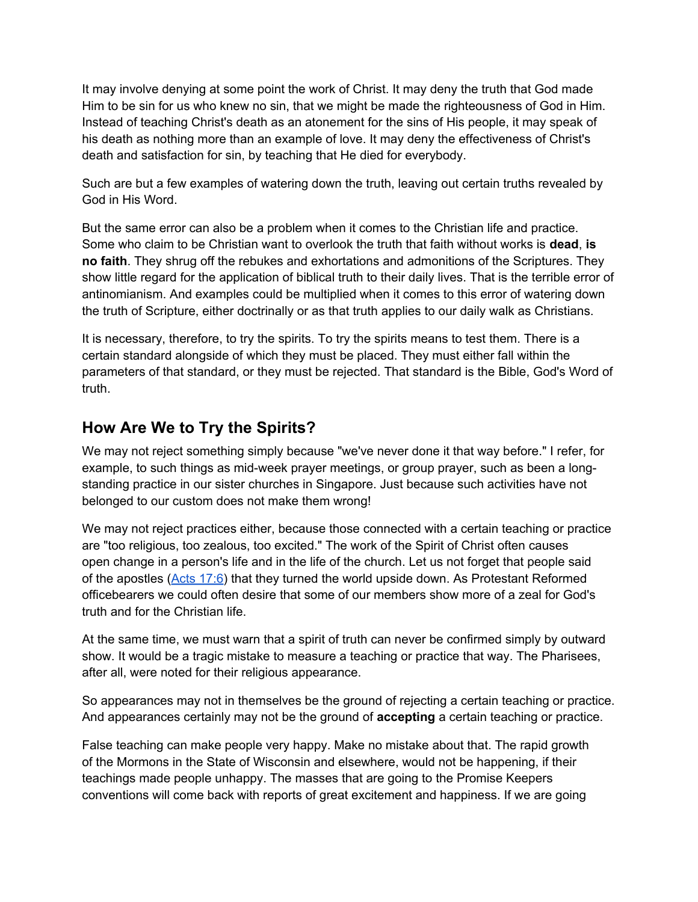It may involve denying at some point the work of Christ. It may deny the truth that God made Him to be sin for us who knew no sin, that we might be made the righteousness of God in Him. Instead of teaching Christ's death as an atonement for the sins of His people, it may speak of his death as nothing more than an example of love. It may deny the effectiveness of Christ's death and satisfaction for sin, by teaching that He died for everybody.

Such are but a few examples of watering down the truth, leaving out certain truths revealed by God in His Word.

But the same error can also be a problem when it comes to the Christian life and practice. Some who claim to be Christian want to overlook the truth that faith without works is **dead**, **is no faith**. They shrug off the rebukes and exhortations and admonitions of the Scriptures. They show little regard for the application of biblical truth to their daily lives. That is the terrible error of antinomianism. And examples could be multiplied when it comes to this error of watering down the truth of Scripture, either doctrinally or as that truth applies to our daily walk as Christians.

It is necessary, therefore, to try the spirits. To try the spirits means to test them. There is a certain standard alongside of which they must be placed. They must either fall within the parameters of that standard, or they must be rejected. That standard is the Bible, God's Word of truth.

## How Are We to Try the Spirits?

We may not reject something simply because "we've never done it that way before." I refer, for example, to such things as mid-week prayer meetings, or group prayer, such as been a long-standing practice in our sister churches in Singapore. Just because such activities have not belonged to our custom does not make them wrong!

We may not reject practices either, because those connected with a certain teaching or practice are "too religious, too zealous, too excited." The work of the Spirit of Christ often causes open change in a person's life and in the life of the church. Let us not forget that people said of the apostles (Acts 17:6) that they turned the world upside down. As Protestant Reformed officebearers we could often desire that some of our members show more of a zeal for God's truth and for the Christian life.

At the same time, we must warn that a spirit of truth can never be confirmed simply by outward show. It would be a tragic mistake to measure a teaching or practice that way. The Pharisees, after all, were noted for their religious appearance.

So appearances may not in themselves be the ground of rejecting a certain teaching or practice. And appearances certainly may not be the ground of **accepting** a certain teaching or practice.

False teaching can make people very happy. Make no mistake about that. The rapid growth of the Mormons in the State of Wisconsin and elsewhere, would not be happening, if their teachings made people unhappy. The masses that are going to the Promise Keepers conventions will come back with reports of great excitement and happiness. If we are going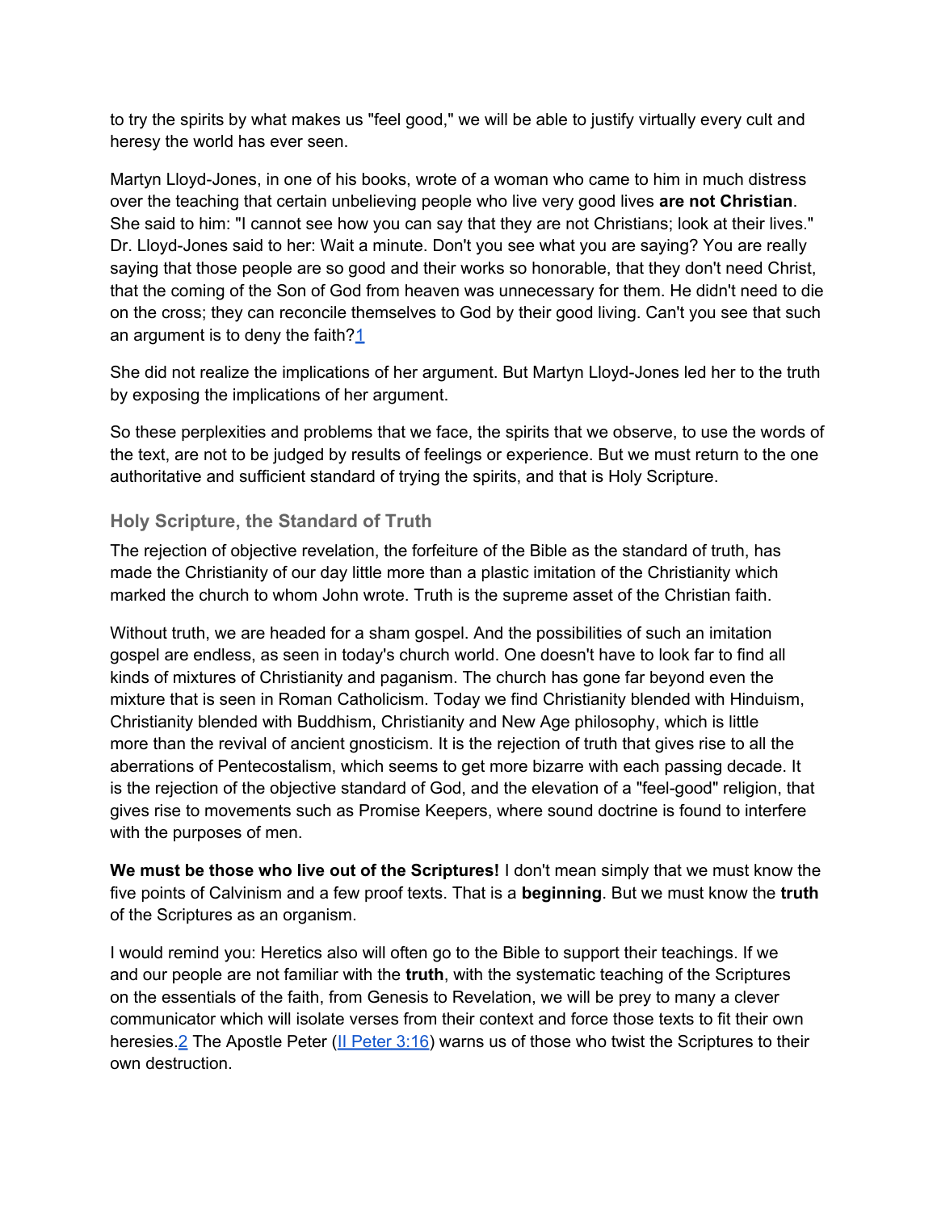to try the spirits by what makes us "feel good," we will be able to justify virtually every cult and heresy the world has ever seen.

Martyn Lloyd-Jones, in one of his books, wrote of a woman who came to him in much distress over the teaching that certain unbelieving people who live very good lives **are not Christian**. She said to him: "I cannot see how you can say that they are not Christians; look at their lives." Dr. Lloyd-Jones said to her: Wait a minute. Don't you see what you are saying? You are really saying that those people are so good and their works so honorable, that they don't need Christ, that the coming of the Son of God from heaven was unnecessary for them. He didn't need to die on the cross; they can reconcile themselves to God by their good living. Can't you see that such an argument is to deny the faith?[1]

She did not realize the implications of her argument. But Martyn Lloyd-Jones led her to the truth by exposing the implications of her argument.

So these perplexities and problems that we face, the spirits that we observe, to use the words of the text, are not to be judged by results of feelings or experience. But we must return to the one authoritative and sufficient standard of trying the spirits, and that is Holy Scripture.

### Holy Scripture, the Standard of Truth

The rejection of objective revelation, the forfeiture of the Bible as the standard of truth, has made the Christianity of our day little more than a plastic imitation of the Christianity which marked the church to whom John wrote. Truth is the supreme asset of the Christian faith.

Without truth, we are headed for a sham gospel. And the possibilities of such an imitation gospel are endless, as seen in today's church world. One doesn't have to look far to find all kinds of mixtures of Christianity and paganism. The church has gone far beyond even the mixture that is seen in Roman Catholicism. Today we find Christianity blended with Hinduism, Christianity blended with Buddhism, Christianity and New Age philosophy, which is little more than the revival of ancient gnosticism. It is the rejection of truth that gives rise to all the aberrations of Pentecostalism, which seems to get more bizarre with each passing decade. It is the rejection of the objective standard of God, and the elevation of a "feel-good" religion, that gives rise to movements such as Promise Keepers, where sound doctrine is found to interfere with the purposes of men.

**We must be those who live out of the Scriptures!** I don't mean simply that we must know the five points of Calvinism and a few proof texts. That is a **beginning**. But we must know the **truth** of the Scriptures as an organism.

I would remind you: Heretics also will often go to the Bible to support their teachings. If we and our people are not familiar with the **truth**, with the systematic teaching of the Scriptures on the essentials of the faith, from Genesis to Revelation, we will be prey to many a clever communicator which will isolate verses from their context and force those texts to fit their own heresies.[2] The Apostle Peter (II Peter 3:16) warns us of those who twist the Scriptures to their own destruction.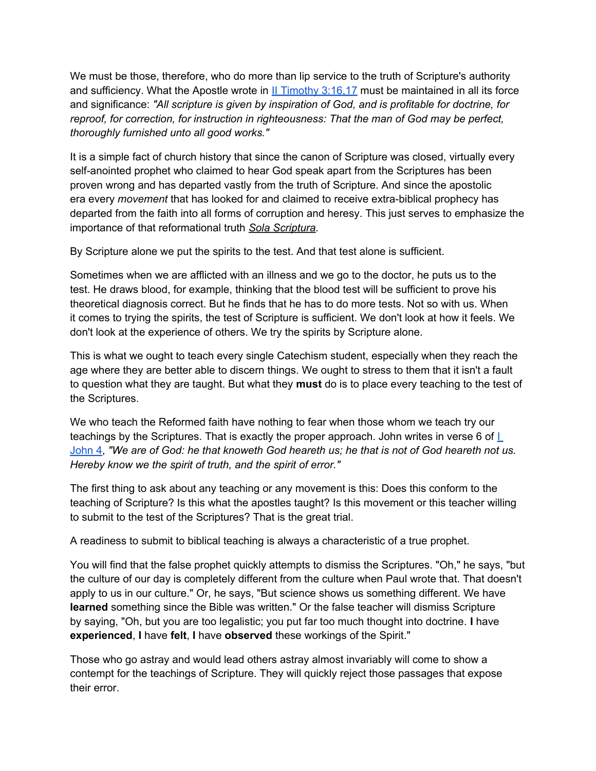We must be those, therefore, who do more than lip service to the truth of Scripture's authority and sufficiency. What the Apostle wrote in [II Timothy 3:16,17]() must be maintained in all its force and significance: *"All scripture is given by inspiration of God, and is profitable for doctrine, for reproof, for correction, for instruction in righteousness: That the man of God may be perfect, thoroughly furnished unto all good works."*

It is a simple fact of church history that since the canon of Scripture was closed, virtually every self-anointed prophet who claimed to hear God speak apart from the Scriptures has been proven wrong and has departed vastly from the truth of Scripture. And since the apostolic era every *movement* that has looked for and claimed to receive extra-biblical prophecy has departed from the faith into all forms of corruption and heresy. This just serves to emphasize the importance of that reformational truth *Sola Scriptura*.

By Scripture alone we put the spirits to the test. And that test alone is sufficient.

Sometimes when we are afflicted with an illness and we go to the doctor, he puts us to the test. He draws blood, for example, thinking that the blood test will be sufficient to prove his theoretical diagnosis correct. But he finds that he has to do more tests. Not so with us. When it comes to trying the spirits, the test of Scripture is sufficient. We don't look at how it feels. We don't look at the experience of others. We try the spirits by Scripture alone.

This is what we ought to teach every single Catechism student, especially when they reach the age where they are better able to discern things. We ought to stress to them that it isn't a fault to question what they are taught. But what they **must** do is to place every teaching to the test of the Scriptures.

We who teach the Reformed faith have nothing to fear when those whom we teach try our teachings by the Scriptures. That is exactly the proper approach. John writes in verse 6 of [I John 4](), *"We are of God: he that knoweth God heareth us; he that is not of God heareth not us. Hereby know we the spirit of truth, and the spirit of error."*

The first thing to ask about any teaching or any movement is this: Does this conform to the teaching of Scripture? Is this what the apostles taught? Is this movement or this teacher willing to submit to the test of the Scriptures? That is the great trial.

A readiness to submit to biblical teaching is always a characteristic of a true prophet.

You will find that the false prophet quickly attempts to dismiss the Scriptures. "Oh," he says, "but the culture of our day is completely different from the culture when Paul wrote that. That doesn't apply to us in our culture." Or, he says, "But science shows us something different. We have **learned** something since the Bible was written." Or the false teacher will dismiss Scripture by saying, "Oh, but you are too legalistic; you put far too much thought into doctrine. **I** have **experienced**, **I** have **felt**, **I** have **observed** these workings of the Spirit."

Those who go astray and would lead others astray almost invariably will come to show a contempt for the teachings of Scripture. They will quickly reject those passages that expose their error.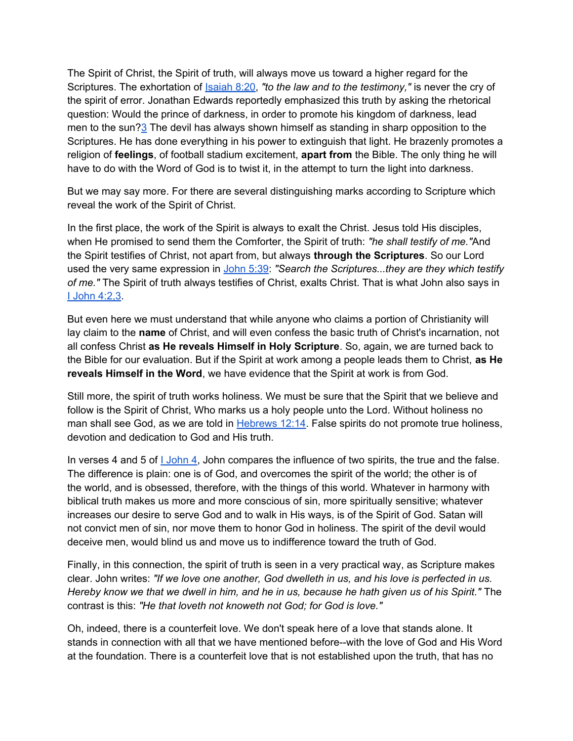The Spirit of Christ, the Spirit of truth, will always move us toward a higher regard for the Scriptures. The exhortation of [Isaiah 8:20](), *"to the law and to the testimony,"* is never the cry of the spirit of error. Jonathan Edwards reportedly emphasized this truth by asking the rhetorical question: Would the prince of darkness, in order to promote his kingdom of darkness, lead men to the sun?[3] The devil has always shown himself as standing in sharp opposition to the Scriptures. He has done everything in his power to extinguish that light. He brazenly promotes a religion of **feelings**, of football stadium excitement, **apart from** the Bible. The only thing he will have to do with the Word of God is to twist it, in the attempt to turn the light into darkness.

But we may say more. For there are several distinguishing marks according to Scripture which reveal the work of the Spirit of Christ.

In the first place, the work of the Spirit is always to exalt the Christ. Jesus told His disciples, when He promised to send them the Comforter, the Spirit of truth: *"he shall testify of me."*And the Spirit testifies of Christ, not apart from, but always **through the Scriptures**. So our Lord used the very same expression in [John 5:39](): *"Search the Scriptures...they are they which testify of me."* The Spirit of truth always testifies of Christ, exalts Christ. That is what John also says in [I John 4:2,3]().

But even here we must understand that while anyone who claims a portion of Christianity will lay claim to the **name** of Christ, and will even confess the basic truth of Christ's incarnation, not all confess Christ **as He reveals Himself in Holy Scripture**. So, again, we are turned back to the Bible for our evaluation. But if the Spirit at work among a people leads them to Christ, **as He reveals Himself in the Word**, we have evidence that the Spirit at work is from God.

Still more, the spirit of truth works holiness. We must be sure that the Spirit that we believe and follow is the Spirit of Christ, Who marks us a holy people unto the Lord. Without holiness no man shall see God, as we are told in [Hebrews 12:14](). False spirits do not promote true holiness, devotion and dedication to God and His truth.

In verses 4 and 5 of [I John 4](), John compares the influence of two spirits, the true and the false. The difference is plain: one is of God, and overcomes the spirit of the world; the other is of the world, and is obsessed, therefore, with the things of this world. Whatever in harmony with biblical truth makes us more and more conscious of sin, more spiritually sensitive; whatever increases our desire to serve God and to walk in His ways, is of the Spirit of God. Satan will not convict men of sin, nor move them to honor God in holiness. The spirit of the devil would deceive men, would blind us and move us to indifference toward the truth of God.

Finally, in this connection, the spirit of truth is seen in a very practical way, as Scripture makes clear. John writes: *"If we love one another, God dwelleth in us, and his love is perfected in us. Hereby know we that we dwell in him, and he in us, because he hath given us of his Spirit."* The contrast is this: *"He that loveth not knoweth not God; for God is love."*

Oh, indeed, there is a counterfeit love. We don't speak here of a love that stands alone. It stands in connection with all that we have mentioned before--with the love of God and His Word at the foundation. There is a counterfeit love that is not established upon the truth, that has no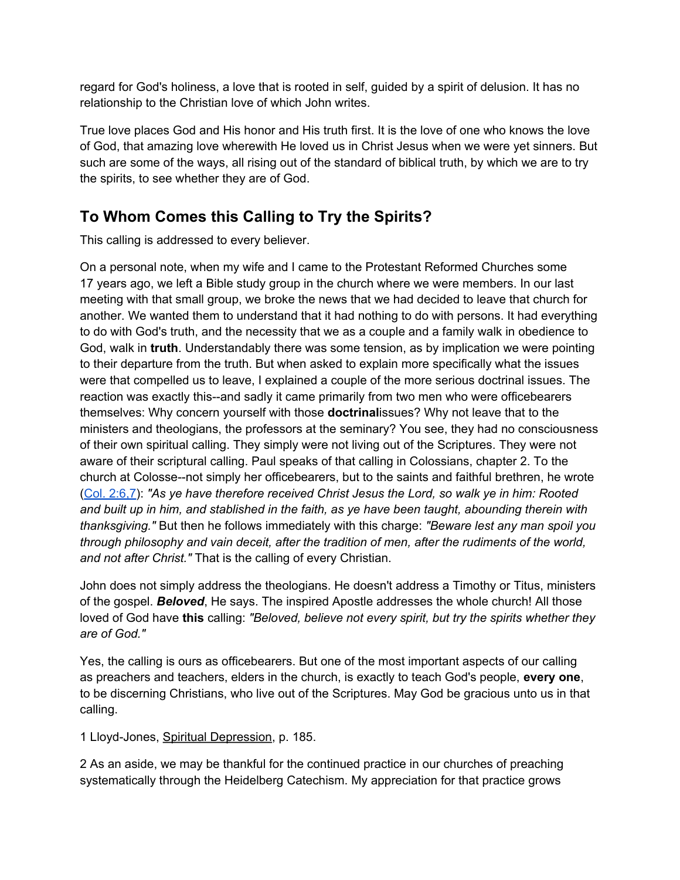regard for God's holiness, a love that is rooted in self, guided by a spirit of delusion. It has no relationship to the Christian love of which John writes.

True love places God and His honor and His truth first. It is the love of one who knows the love of God, that amazing love wherewith He loved us in Christ Jesus when we were yet sinners. But such are some of the ways, all rising out of the standard of biblical truth, by which we are to try the spirits, to see whether they are of God.

## To Whom Comes this Calling to Try the Spirits?

This calling is addressed to every believer.

On a personal note, when my wife and I came to the Protestant Reformed Churches some 17 years ago, we left a Bible study group in the church where we were members. In our last meeting with that small group, we broke the news that we had decided to leave that church for another. We wanted them to understand that it had nothing to do with persons. It had everything to do with God's truth, and the necessity that we as a couple and a family walk in obedience to God, walk in **truth**. Understandably there was some tension, as by implication we were pointing to their departure from the truth. But when asked to explain more specifically what the issues were that compelled us to leave, I explained a couple of the more serious doctrinal issues. The reaction was exactly this--and sadly it came primarily from two men who were officebearers themselves: Why concern yourself with those **doctrinal**issues? Why not leave that to the ministers and theologians, the professors at the seminary? You see, they had no consciousness of their own spiritual calling. They simply were not living out of the Scriptures. They were not aware of their scriptural calling. Paul speaks of that calling in Colossians, chapter 2. To the church at Colosse--not simply her officebearers, but to the saints and faithful brethren, he wrote (Col. 2:6,7): *"As ye have therefore received Christ Jesus the Lord, so walk ye in him: Rooted and built up in him, and stablished in the faith, as ye have been taught, abounding therein with thanksgiving."* But then he follows immediately with this charge: *"Beware lest any man spoil you through philosophy and vain deceit, after the tradition of men, after the rudiments of the world, and not after Christ."* That is the calling of every Christian.

John does not simply address the theologians. He doesn't address a Timothy or Titus, ministers of the gospel. ***Beloved***, He says. The inspired Apostle addresses the whole church! All those loved of God have **this** calling: *"Beloved, believe not every spirit, but try the spirits whether they are of God."*

Yes, the calling is ours as officebearers. But one of the most important aspects of our calling as preachers and teachers, elders in the church, is exactly to teach God's people, **every one**, to be discerning Christians, who live out of the Scriptures. May God be gracious unto us in that calling.

1 Lloyd-Jones, Spiritual Depression, p. 185.

2 As an aside, we may be thankful for the continued practice in our churches of preaching systematically through the Heidelberg Catechism. My appreciation for that practice grows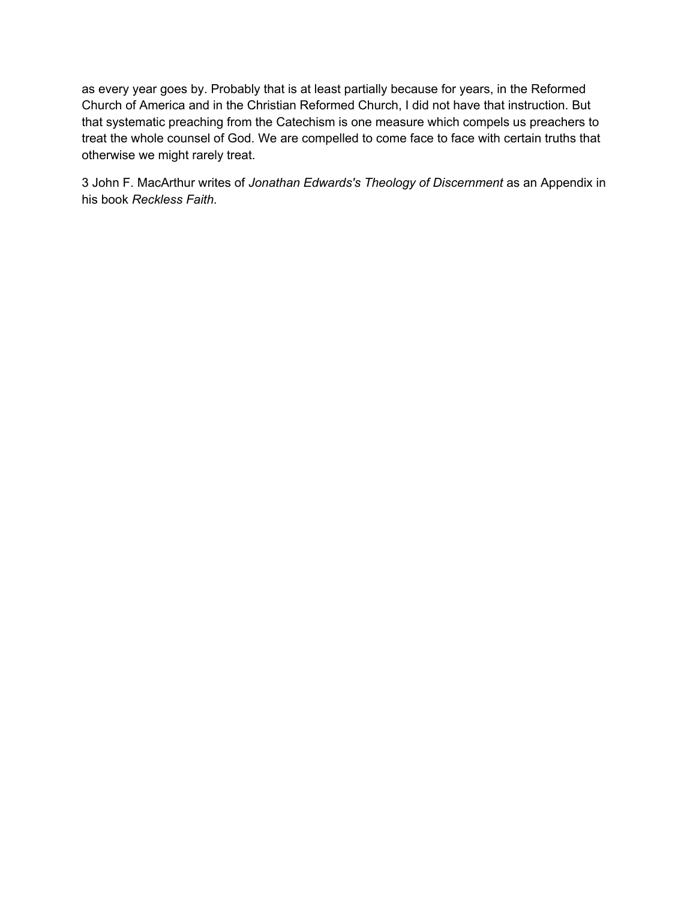as every year goes by. Probably that is at least partially because for years, in the Reformed Church of America and in the Christian Reformed Church, I did not have that instruction. But that systematic preaching from the Catechism is one measure which compels us preachers to treat the whole counsel of God. We are compelled to come face to face with certain truths that otherwise we might rarely treat.

3 John F. MacArthur writes of *Jonathan Edwards's Theology of Discernment* as an Appendix in his book *Reckless Faith.*